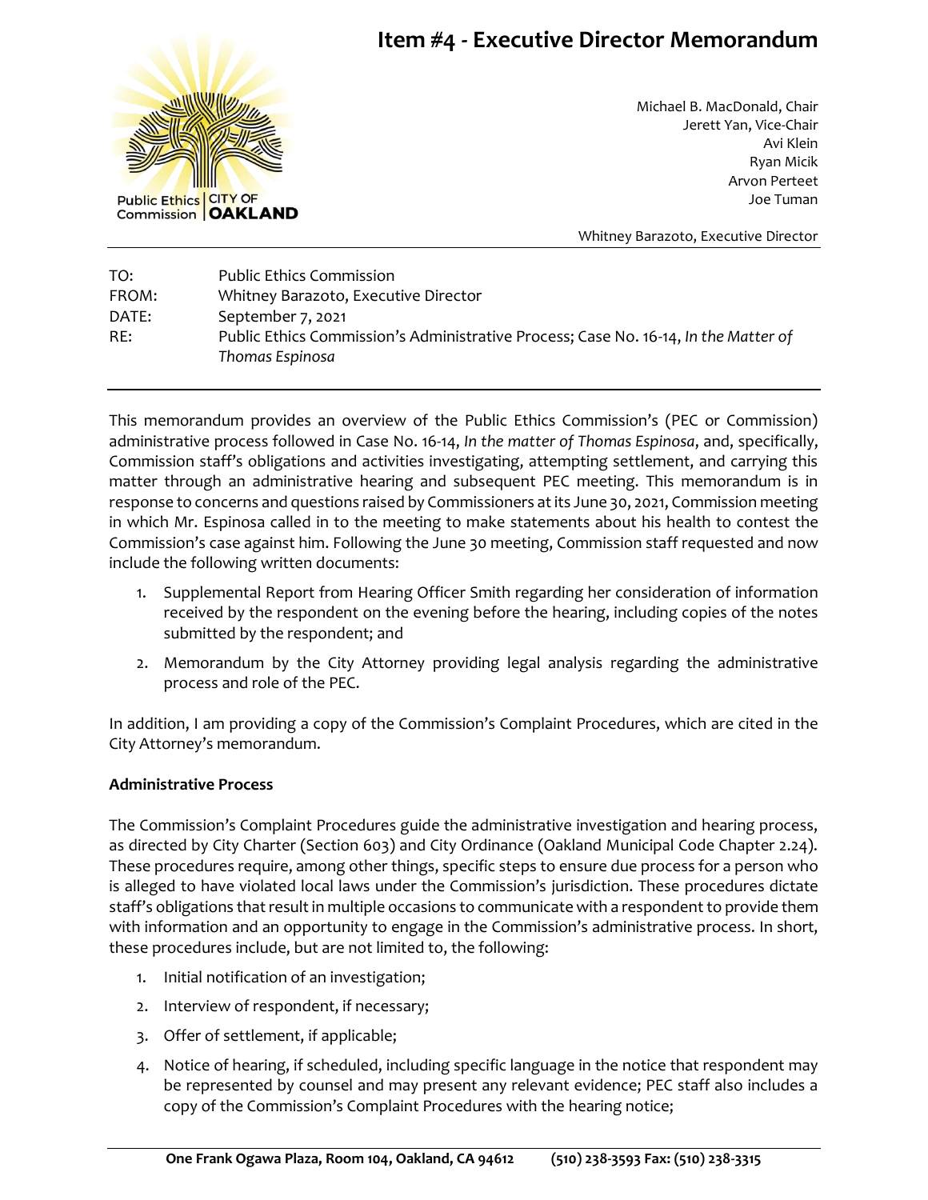# Item #4 - Executive Director Memorandum

Public Ethics Commission | CITY OF OAKLAND

Michael B. MacDonald, Chair
Jerett Yan, Vice-Chair
Avi Klein
Ryan Micik
Arvon Perteet
Joe Tuman

Whitney Barazoto, Executive Director

| | |
|---|---|
| TO: | Public Ethics Commission |
| FROM: | Whitney Barazoto, Executive Director |
| DATE: | September 7, 2021 |
| RE: | Public Ethics Commission's Administrative Process; Case No. 16-14, *In the Matter of Thomas Espinosa* |

This memorandum provides an overview of the Public Ethics Commission's (PEC or Commission) administrative process followed in Case No. 16-14, *In the matter of Thomas Espinosa*, and, specifically, Commission staff's obligations and activities investigating, attempting settlement, and carrying this matter through an administrative hearing and subsequent PEC meeting. This memorandum is in response to concerns and questions raised by Commissioners at its June 30, 2021, Commission meeting in which Mr. Espinosa called in to the meeting to make statements about his health to contest the Commission's case against him. Following the June 30 meeting, Commission staff requested and now include the following written documents:

1. Supplemental Report from Hearing Officer Smith regarding her consideration of information received by the respondent on the evening before the hearing, including copies of the notes submitted by the respondent; and
2. Memorandum by the City Attorney providing legal analysis regarding the administrative process and role of the PEC.

In addition, I am providing a copy of the Commission's Complaint Procedures, which are cited in the City Attorney's memorandum.

**Administrative Process**

The Commission's Complaint Procedures guide the administrative investigation and hearing process, as directed by City Charter (Section 603) and City Ordinance (Oakland Municipal Code Chapter 2.24). These procedures require, among other things, specific steps to ensure due process for a person who is alleged to have violated local laws under the Commission's jurisdiction. These procedures dictate staff's obligations that result in multiple occasions to communicate with a respondent to provide them with information and an opportunity to engage in the Commission's administrative process. In short, these procedures include, but are not limited to, the following:

1. Initial notification of an investigation;
2. Interview of respondent, if necessary;
3. Offer of settlement, if applicable;
4. Notice of hearing, if scheduled, including specific language in the notice that respondent may be represented by counsel and may present any relevant evidence; PEC staff also includes a copy of the Commission's Complaint Procedures with the hearing notice;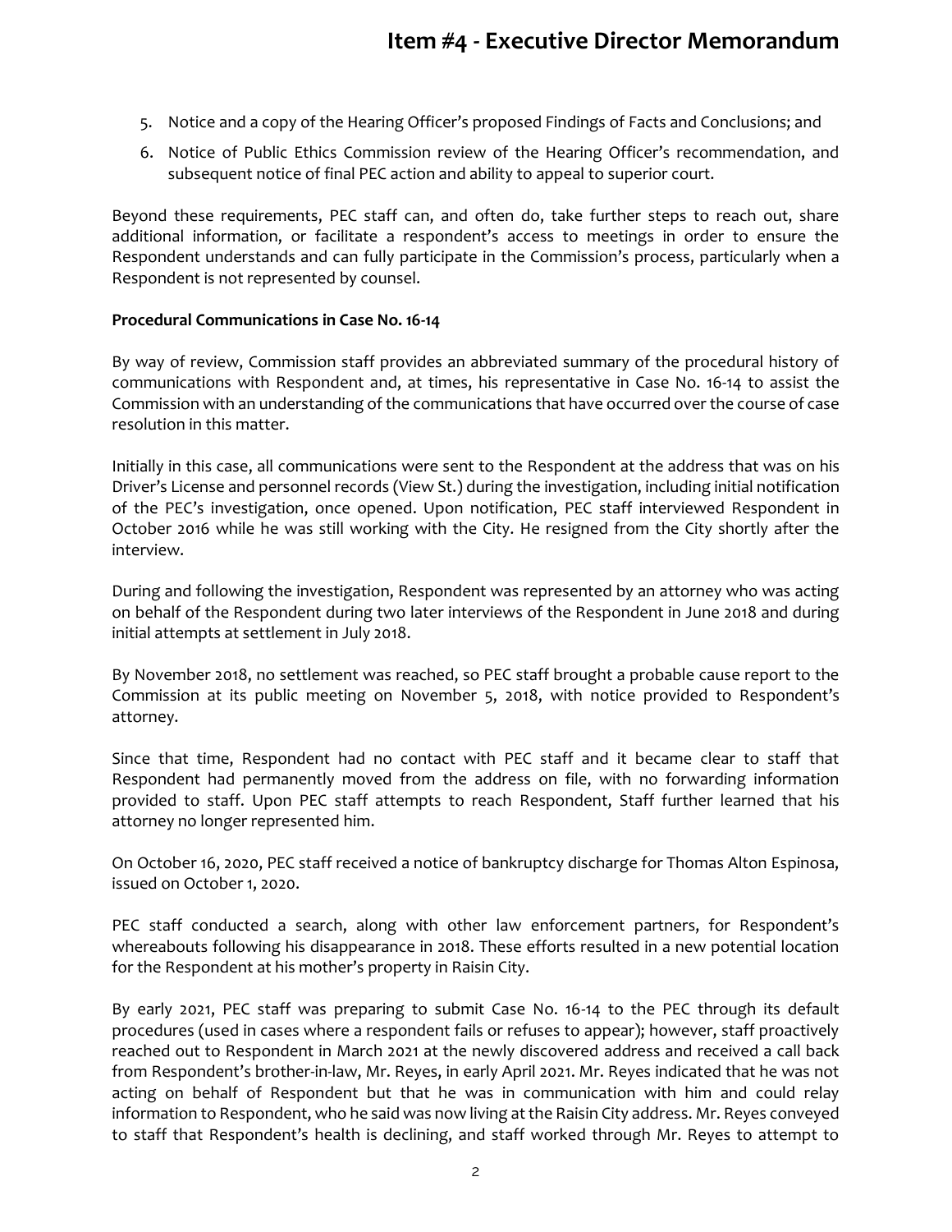5. Notice and a copy of the Hearing Officer's proposed Findings of Facts and Conclusions; and
6. Notice of Public Ethics Commission review of the Hearing Officer's recommendation, and subsequent notice of final PEC action and ability to appeal to superior court.

Beyond these requirements, PEC staff can, and often do, take further steps to reach out, share additional information, or facilitate a respondent's access to meetings in order to ensure the Respondent understands and can fully participate in the Commission's process, particularly when a Respondent is not represented by counsel.

**Procedural Communications in Case No. 16-14**

By way of review, Commission staff provides an abbreviated summary of the procedural history of communications with Respondent and, at times, his representative in Case No. 16-14 to assist the Commission with an understanding of the communications that have occurred over the course of case resolution in this matter.

Initially in this case, all communications were sent to the Respondent at the address that was on his Driver's License and personnel records (View St.) during the investigation, including initial notification of the PEC's investigation, once opened. Upon notification, PEC staff interviewed Respondent in October 2016 while he was still working with the City. He resigned from the City shortly after the interview.

During and following the investigation, Respondent was represented by an attorney who was acting on behalf of the Respondent during two later interviews of the Respondent in June 2018 and during initial attempts at settlement in July 2018.

By November 2018, no settlement was reached, so PEC staff brought a probable cause report to the Commission at its public meeting on November 5, 2018, with notice provided to Respondent's attorney.

Since that time, Respondent had no contact with PEC staff and it became clear to staff that Respondent had permanently moved from the address on file, with no forwarding information provided to staff. Upon PEC staff attempts to reach Respondent, Staff further learned that his attorney no longer represented him.

On October 16, 2020, PEC staff received a notice of bankruptcy discharge for Thomas Alton Espinosa, issued on October 1, 2020.

PEC staff conducted a search, along with other law enforcement partners, for Respondent's whereabouts following his disappearance in 2018. These efforts resulted in a new potential location for the Respondent at his mother's property in Raisin City.

By early 2021, PEC staff was preparing to submit Case No. 16-14 to the PEC through its default procedures (used in cases where a respondent fails or refuses to appear); however, staff proactively reached out to Respondent in March 2021 at the newly discovered address and received a call back from Respondent's brother-in-law, Mr. Reyes, in early April 2021. Mr. Reyes indicated that he was not acting on behalf of Respondent but that he was in communication with him and could relay information to Respondent, who he said was now living at the Raisin City address. Mr. Reyes conveyed to staff that Respondent's health is declining, and staff worked through Mr. Reyes to attempt to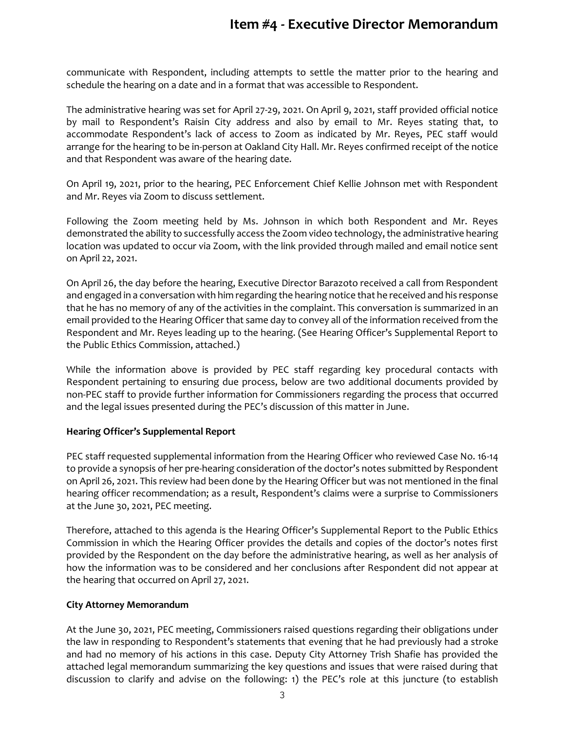communicate with Respondent, including attempts to settle the matter prior to the hearing and schedule the hearing on a date and in a format that was accessible to Respondent.

The administrative hearing was set for April 27-29, 2021. On April 9, 2021, staff provided official notice by mail to Respondent's Raisin City address and also by email to Mr. Reyes stating that, to accommodate Respondent's lack of access to Zoom as indicated by Mr. Reyes, PEC staff would arrange for the hearing to be in-person at Oakland City Hall. Mr. Reyes confirmed receipt of the notice and that Respondent was aware of the hearing date.

On April 19, 2021, prior to the hearing, PEC Enforcement Chief Kellie Johnson met with Respondent and Mr. Reyes via Zoom to discuss settlement.

Following the Zoom meeting held by Ms. Johnson in which both Respondent and Mr. Reyes demonstrated the ability to successfully access the Zoom video technology, the administrative hearing location was updated to occur via Zoom, with the link provided through mailed and email notice sent on April 22, 2021.

On April 26, the day before the hearing, Executive Director Barazoto received a call from Respondent and engaged in a conversation with him regarding the hearing notice that he received and his response that he has no memory of any of the activities in the complaint. This conversation is summarized in an email provided to the Hearing Officer that same day to convey all of the information received from the Respondent and Mr. Reyes leading up to the hearing. (See Hearing Officer's Supplemental Report to the Public Ethics Commission, attached.)

While the information above is provided by PEC staff regarding key procedural contacts with Respondent pertaining to ensuring due process, below are two additional documents provided by non-PEC staff to provide further information for Commissioners regarding the process that occurred and the legal issues presented during the PEC's discussion of this matter in June.

**Hearing Officer's Supplemental Report**

PEC staff requested supplemental information from the Hearing Officer who reviewed Case No. 16-14 to provide a synopsis of her pre-hearing consideration of the doctor's notes submitted by Respondent on April 26, 2021. This review had been done by the Hearing Officer but was not mentioned in the final hearing officer recommendation; as a result, Respondent's claims were a surprise to Commissioners at the June 30, 2021, PEC meeting.

Therefore, attached to this agenda is the Hearing Officer's Supplemental Report to the Public Ethics Commission in which the Hearing Officer provides the details and copies of the doctor's notes first provided by the Respondent on the day before the administrative hearing, as well as her analysis of how the information was to be considered and her conclusions after Respondent did not appear at the hearing that occurred on April 27, 2021.

**City Attorney Memorandum**

At the June 30, 2021, PEC meeting, Commissioners raised questions regarding their obligations under the law in responding to Respondent's statements that evening that he had previously had a stroke and had no memory of his actions in this case. Deputy City Attorney Trish Shafie has provided the attached legal memorandum summarizing the key questions and issues that were raised during that discussion to clarify and advise on the following: 1) the PEC's role at this juncture (to establish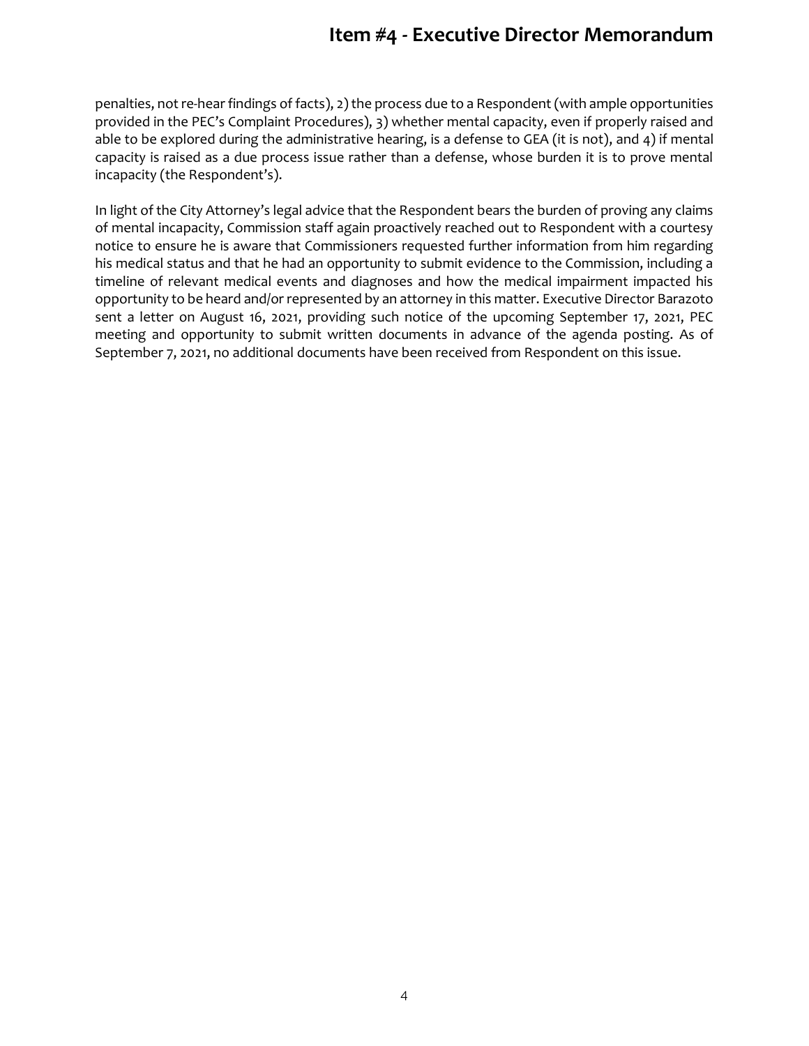penalties, not re-hear findings of facts), 2) the process due to a Respondent (with ample opportunities provided in the PEC's Complaint Procedures), 3) whether mental capacity, even if properly raised and able to be explored during the administrative hearing, is a defense to GEA (it is not), and 4) if mental capacity is raised as a due process issue rather than a defense, whose burden it is to prove mental incapacity (the Respondent's).

In light of the City Attorney's legal advice that the Respondent bears the burden of proving any claims of mental incapacity, Commission staff again proactively reached out to Respondent with a courtesy notice to ensure he is aware that Commissioners requested further information from him regarding his medical status and that he had an opportunity to submit evidence to the Commission, including a timeline of relevant medical events and diagnoses and how the medical impairment impacted his opportunity to be heard and/or represented by an attorney in this matter. Executive Director Barazoto sent a letter on August 16, 2021, providing such notice of the upcoming September 17, 2021, PEC meeting and opportunity to submit written documents in advance of the agenda posting. As of September 7, 2021, no additional documents have been received from Respondent on this issue.